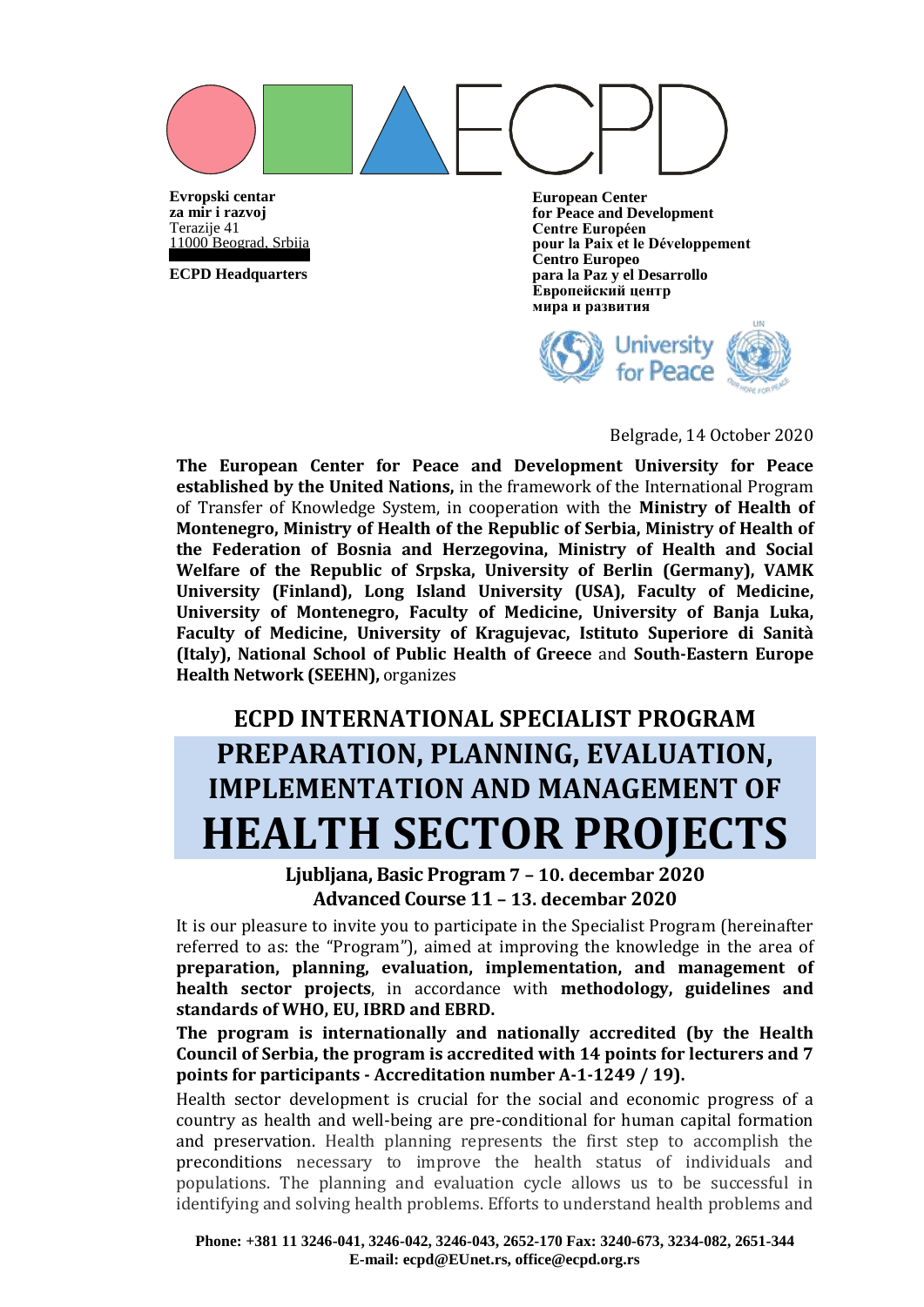**Evropski centar za mir i razvoj**
Terazije 41
11000 Beograd, Srbija

**ECPD Headquarters**

**European Center for Peace and Development**
**Centre Européen pour la Paix et le Développement**
**Centro Europeo para la Paz y el Desarrollo**
**Европейский центр мира и развития**

Belgrade, 14 October 2020

**The European Center for Peace and Development University for Peace established by the United Nations,** in the framework of the International Program of Transfer of Knowledge System, in cooperation with the **Ministry of Health of Montenegro, Ministry of Health of the Republic of Serbia, Ministry of Health of the Federation of Bosnia and Herzegovina, Ministry of Health and Social Welfare of the Republic of Srpska, University of Berlin (Germany), VAMK University (Finland), Long Island University (USA), Faculty of Medicine, University of Montenegro, Faculty of Medicine, University of Banja Luka, Faculty of Medicine, University of Kragujevac, Istituto Superiore di Sanità (Italy), National School of Public Health of Greece** and **South-Eastern Europe Health Network (SEEHN),** organizes

# ECPD INTERNATIONAL SPECIALIST PROGRAM

# PREPARATION, PLANNING, EVALUATION, IMPLEMENTATION AND MANAGEMENT OF HEALTH SECTOR PROJECTS

**Ljubljana, Basic Program 7 – 10. decembar 2020**
**Advanced Course 11 – 13. decembar 2020**

It is our pleasure to invite you to participate in the Specialist Program (hereinafter referred to as: the "Program"), aimed at improving the knowledge in the area of **preparation, planning, evaluation, implementation, and management of health sector projects**, in accordance with **methodology, guidelines and standards of WHO, EU, IBRD and EBRD.**

**The program is internationally and nationally accredited (by the Health Council of Serbia, the program is accredited with 14 points for lecturers and 7 points for participants - Accreditation number A-1-1249 / 19).**

Health sector development is crucial for the social and economic progress of a country as health and well-being are pre-conditional for human capital formation and preservation. Health planning represents the first step to accomplish the preconditions necessary to improve the health status of individuals and populations. The planning and evaluation cycle allows us to be successful in identifying and solving health problems. Efforts to understand health problems and

Phone: +381 11 3246-041, 3246-042, 3246-043, 2652-170 Fax: 3240-673, 3234-082, 2651-344
E-mail: ecpd@EUnet.rs, office@ecpd.org.rs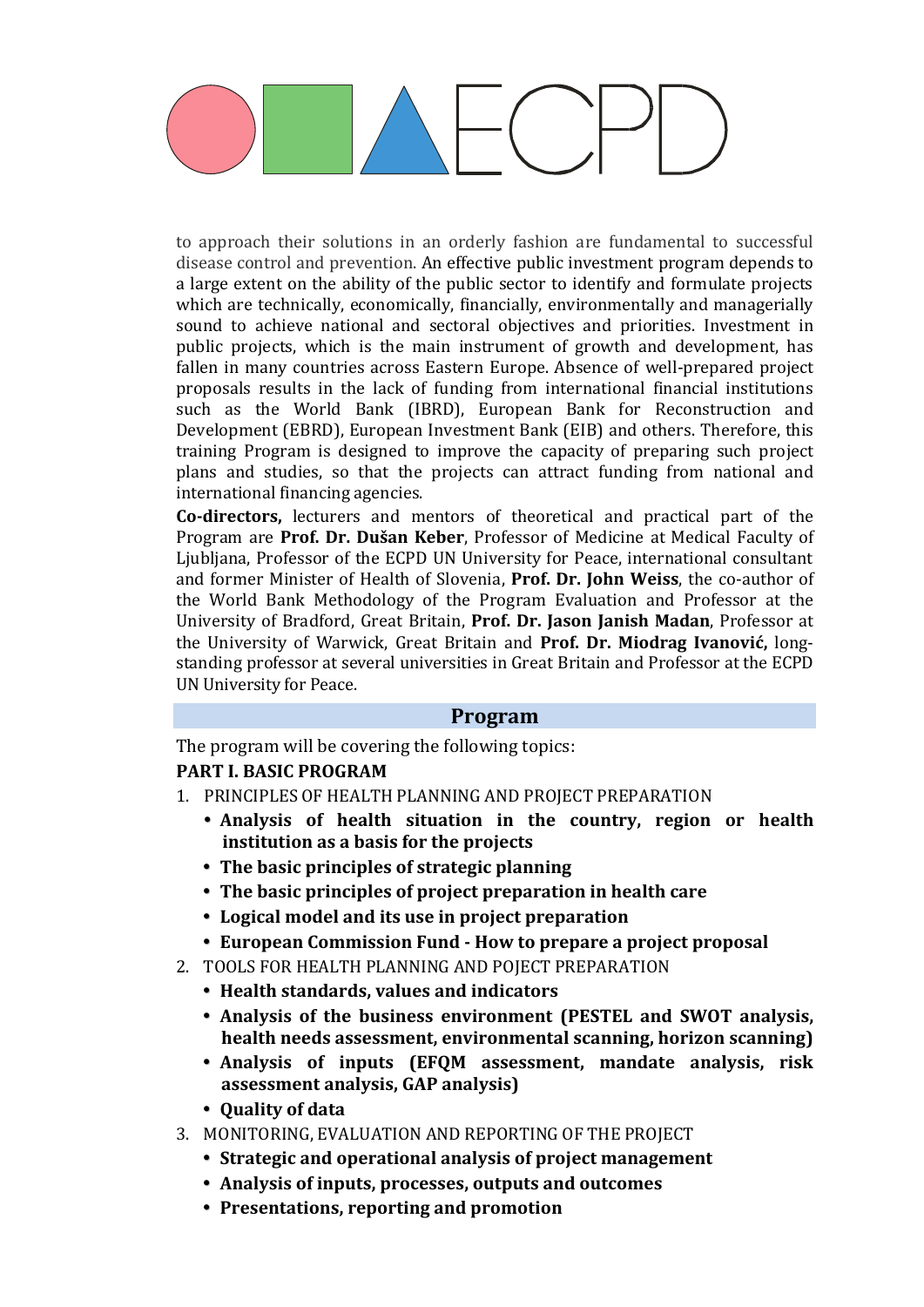to approach their solutions in an orderly fashion are fundamental to successful disease control and prevention. An effective public investment program depends to a large extent on the ability of the public sector to identify and formulate projects which are technically, economically, financially, environmentally and managerially sound to achieve national and sectoral objectives and priorities. Investment in public projects, which is the main instrument of growth and development, has fallen in many countries across Eastern Europe. Absence of well-prepared project proposals results in the lack of funding from international financial institutions such as the World Bank (IBRD), European Bank for Reconstruction and Development (EBRD), European Investment Bank (EIB) and others. Therefore, this training Program is designed to improve the capacity of preparing such project plans and studies, so that the projects can attract funding from national and international financing agencies.

**Co-directors,** lecturers and mentors of theoretical and practical part of the Program are **Prof. Dr. Dušan Keber**, Professor of Medicine at Medical Faculty of Ljubljana, Professor of the ECPD UN University for Peace, international consultant and former Minister of Health of Slovenia, **Prof. Dr. John Weiss**, the co-author of the World Bank Methodology of the Program Evaluation and Professor at the University of Bradford, Great Britain, **Prof. Dr. Jason Janish Madan**, Professor at the University of Warwick, Great Britain and **Prof. Dr. Miodrag Ivanović,** long-standing professor at several universities in Great Britain and Professor at the ECPD UN University for Peace.

## Program

The program will be covering the following topics:

**PART I. BASIC PROGRAM**

1. PRINCIPLES OF HEALTH PLANNING AND PROJECT PREPARATION
   - **Analysis of health situation in the country, region or health institution as a basis for the projects**
   - **The basic principles of strategic planning**
   - **The basic principles of project preparation in health care**
   - **Logical model and its use in project preparation**
   - **European Commission Fund - How to prepare a project proposal**
2. TOOLS FOR HEALTH PLANNING AND POJECT PREPARATION
   - **Health standards, values and indicators**
   - **Analysis of the business environment (PESTEL and SWOT analysis, health needs assessment, environmental scanning, horizon scanning)**
   - **Analysis of inputs (EFQM assessment, mandate analysis, risk assessment analysis, GAP analysis)**
   - **Quality of data**
3. MONITORING, EVALUATION AND REPORTING OF THE PROJECT
   - **Strategic and operational analysis of project management**
   - **Analysis of inputs, processes, outputs and outcomes**
   - **Presentations, reporting and promotion**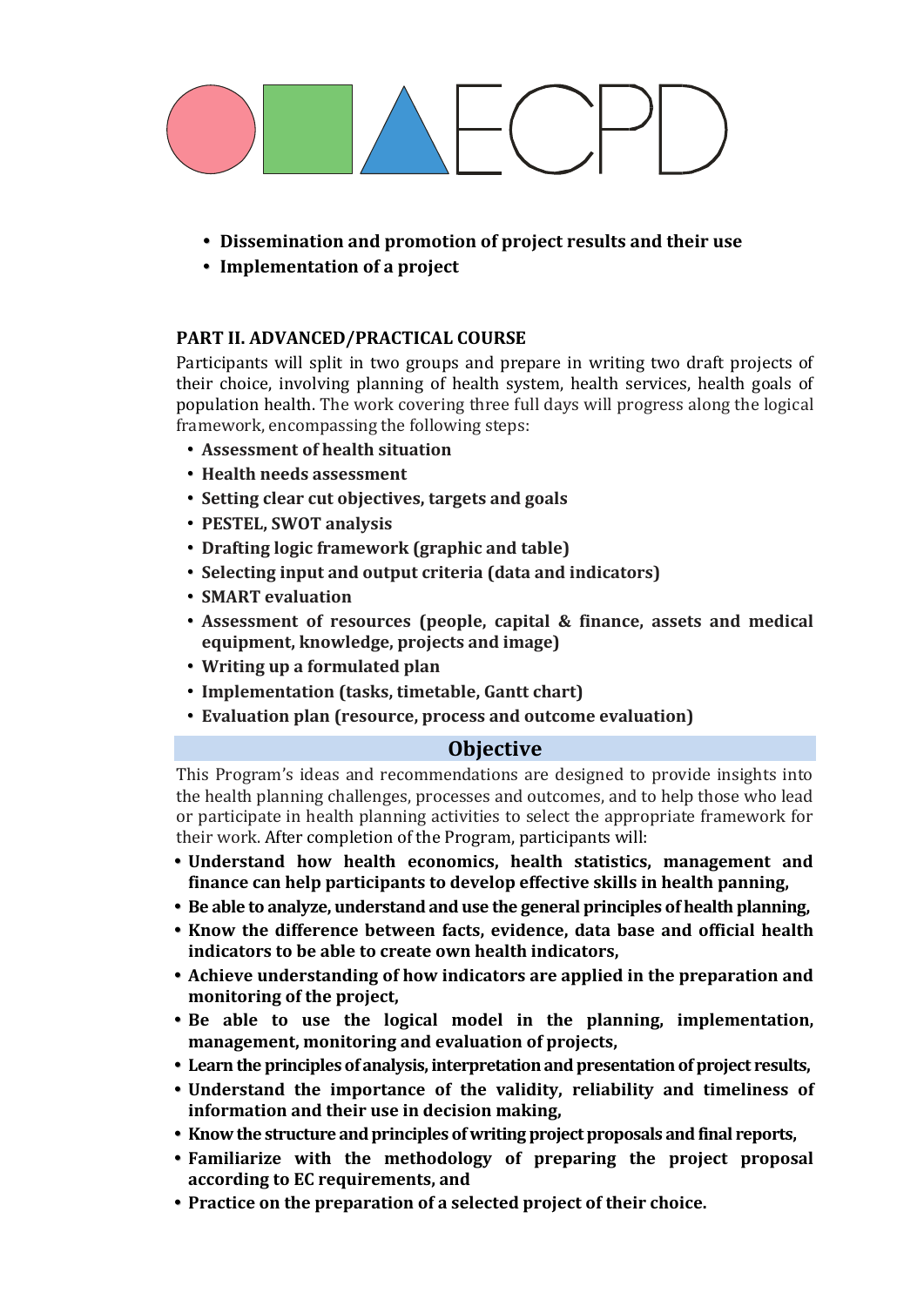- **Dissemination and promotion of project results and their use**
- **Implementation of a project**

### PART II. ADVANCED/PRACTICAL COURSE

Participants will split in two groups and prepare in writing two draft projects of their choice, involving planning of health system, health services, health goals of population health. The work covering three full days will progress along the logical framework, encompassing the following steps:

- **Assessment of health situation**
- **Health needs assessment**
- **Setting clear cut objectives, targets and goals**
- **PESTEL, SWOT analysis**
- **Drafting logic framework (graphic and table)**
- **Selecting input and output criteria (data and indicators)**
- **SMART evaluation**
- **Assessment of resources (people, capital & finance, assets and medical equipment, knowledge, projects and image)**
- **Writing up a formulated plan**
- **Implementation (tasks, timetable, Gantt chart)**
- **Evaluation plan (resource, process and outcome evaluation)**

## Objective

This Program's ideas and recommendations are designed to provide insights into the health planning challenges, processes and outcomes, and to help those who lead or participate in health planning activities to select the appropriate framework for their work. After completion of the Program, participants will:

- **Understand how health economics, health statistics, management and finance can help participants to develop effective skills in health panning,**
- **Be able to analyze, understand and use the general principles of health planning,**
- **Know the difference between facts, evidence, data base and official health indicators to be able to create own health indicators,**
- **Achieve understanding of how indicators are applied in the preparation and monitoring of the project,**
- **Be able to use the logical model in the planning, implementation, management, monitoring and evaluation of projects,**
- **Learn the principles of analysis, interpretation and presentation of project results,**
- **Understand the importance of the validity, reliability and timeliness of information and their use in decision making,**
- **Know the structure and principles of writing project proposals and final reports,**
- **Familiarize with the methodology of preparing the project proposal according to EC requirements, and**
- **Practice on the preparation of a selected project of their choice.**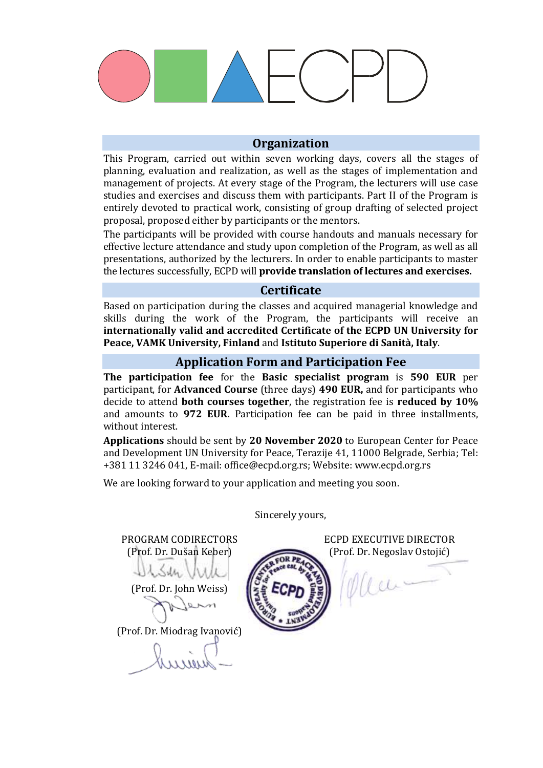ECPD

## Organization

This Program, carried out within seven working days, covers all the stages of planning, evaluation and realization, as well as the stages of implementation and management of projects. At every stage of the Program, the lecturers will use case studies and exercises and discuss them with participants. Part II of the Program is entirely devoted to practical work, consisting of group drafting of selected project proposal, proposed either by participants or the mentors.

The participants will be provided with course handouts and manuals necessary for effective lecture attendance and study upon completion of the Program, as well as all presentations, authorized by the lecturers. In order to enable participants to master the lectures successfully, ECPD will **provide translation of lectures and exercises.**

## Certificate

Based on participation during the classes and acquired managerial knowledge and skills during the work of the Program, the participants will receive an **internationally valid and accredited Certificate of the ECPD UN University for Peace, VAMK University, Finland** and **Istituto Superiore di Sanità, Italy**.

## Application Form and Participation Fee

**The participation fee** for the **Basic specialist program** is **590 EUR** per participant, for **Advanced Course** (three days) **490 EUR,** and for participants who decide to attend **both courses together**, the registration fee is **reduced by 10%** and amounts to **972 EUR.** Participation fee can be paid in three installments, without interest.

**Applications** should be sent by **20 November 2020** to European Center for Peace and Development UN University for Peace, Terazije 41, 11000 Belgrade, Serbia; Tel: +381 11 3246 041, E-mail: office@ecpd.org.rs; Website: www.ecpd.org.rs

We are looking forward to your application and meeting you soon.

Sincerely yours,

PROGRAM CODIRECTORS
(Prof. Dr. Dušan Keber)

(Prof. Dr. John Weiss)

(Prof. Dr. Miodrag Ivanović)

ECPD EXECUTIVE DIRECTOR
(Prof. Dr. Negoslav Ostojić)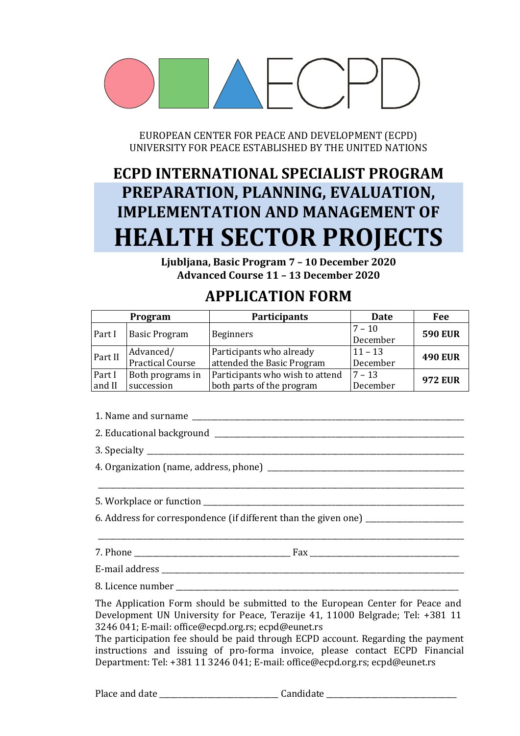ECPD

EUROPEAN CENTER FOR PEACE AND DEVELOPMENT (ECPD)
UNIVERSITY FOR PEACE ESTABLISHED BY THE UNITED NATIONS

# ECPD INTERNATIONAL SPECIALIST PROGRAM

# PREPARATION, PLANNING, EVALUATION, IMPLEMENTATION AND MANAGEMENT OF HEALTH SECTOR PROJECTS

**Ljubljana, Basic Program 7 – 10 December 2020**
**Advanced Course 11 – 13 December 2020**

## APPLICATION FORM

| Program | | Participants | Date | Fee |
|---|---|---|---|---|
| Part I | Basic Program | Beginners | 7 – 10 December | **590 EUR** |
| Part II | Advanced/ Practical Course | Participants who already attended the Basic Program | 11 – 13 December | **490 EUR** |
| Part I and II | Both programs in succession | Participants who wish to attend both parts of the program | 7 – 13 December | **972 EUR** |

1. Name and surname ______________________________

2. Educational background ______________________________

3. Specialty ______________________________

4. Organization (name, address, phone) ______________________________

______________________________

5. Workplace or function ______________________________

6. Address for correspondence (if different than the given one) ______________________________

______________________________

7. Phone ______________________________ Fax ______________________________

E-mail address ______________________________

8. Licence number ______________________________

The Application Form should be submitted to the European Center for Peace and Development UN University for Peace, Terazije 41, 11000 Belgrade; Tel: +381 11 3246 041; E-mail: office@ecpd.org.rs; ecpd@eunet.rs

The participation fee should be paid through ECPD account. Regarding the payment instructions and issuing of pro-forma invoice, please contact ECPD Financial Department: Tel: +381 11 3246 041; E-mail: office@ecpd.org.rs; ecpd@eunet.rs

Place and date ______________________________ Candidate ______________________________